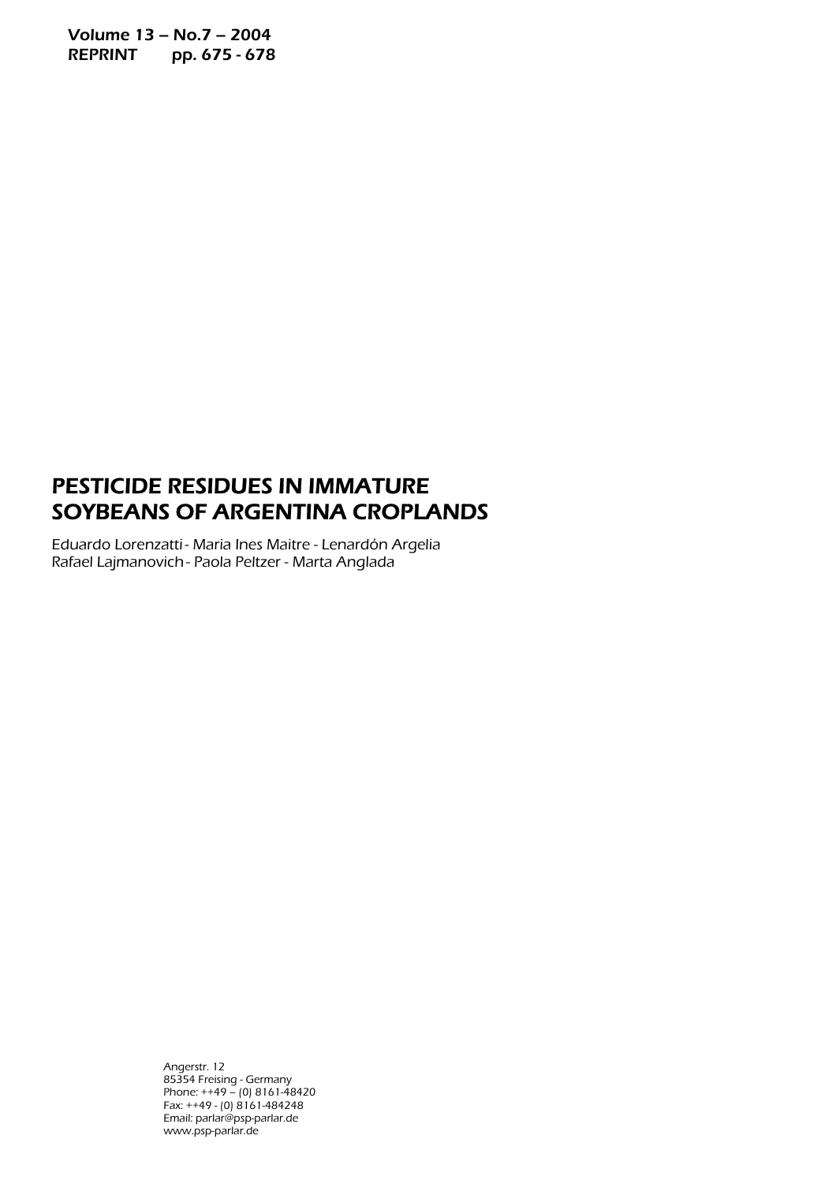Volume 13 – No.7 – 2004
REPRINT pp. 675 - 678

# PESTICIDE RESIDUES IN IMMATURE SOYBEANS OF ARGENTINA CROPLANDS

Eduardo Lorenzatti - Maria Ines Maitre - Lenardón Argelia
Rafael Lajmanovich - Paola Peltzer - Marta Anglada

Angerstr. 12
85354 Freising - Germany
Phone: ++49 – (0) 8161-48420
Fax: ++49 - (0) 8161-484248
Email: parlar@psp-parlar.de
www.psp-parlar.de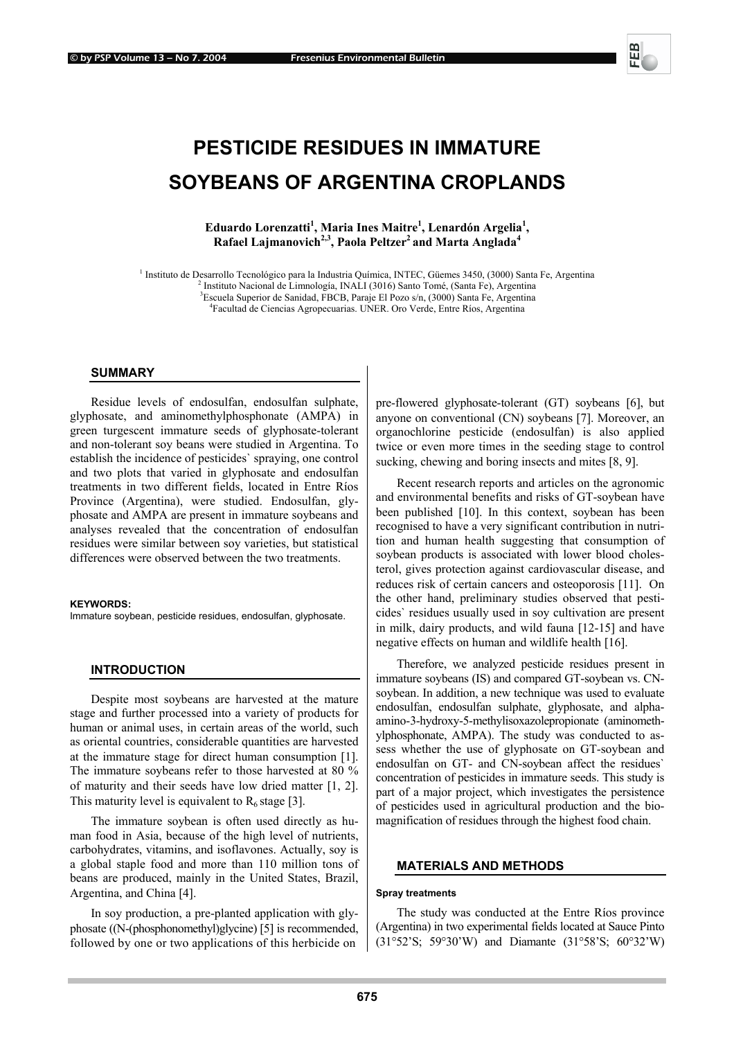# PESTICIDE RESIDUES IN IMMATURE SOYBEANS OF ARGENTINA CROPLANDS

**Eduardo Lorenzatti[1], Maria Ines Maitre[1], Lenardón Argelia[1], Rafael Lajmanovich[2,3], Paola Peltzer[2] and Marta Anglada[4]**

[1] Instituto de Desarrollo Tecnológico para la Industria Química, INTEC, Güemes 3450, (3000) Santa Fe, Argentina
[2] Instituto Nacional de Limnología, INALI (3016) Santo Tomé, (Santa Fe), Argentina
[3] Escuela Superior de Sanidad, FBCB, Paraje El Pozo s/n, (3000) Santa Fe, Argentina
[4] Facultad de Ciencias Agropecuarias. UNER. Oro Verde, Entre Ríos, Argentina

## SUMMARY

Residue levels of endosulfan, endosulfan sulphate, glyphosate, and aminomethylphosphonate (AMPA) in green turgescent immature seeds of glyphosate-tolerant and non-tolerant soy beans were studied in Argentina. To establish the incidence of pesticides` spraying, one control and two plots that varied in glyphosate and endosulfan treatments in two different fields, located in Entre Ríos Province (Argentina), were studied. Endosulfan, glyphosate and AMPA are present in immature soybeans and analyses revealed that the concentration of endosulfan residues were similar between soy varieties, but statistical differences were observed between the two treatments.

**KEYWORDS:**
Immature soybean, pesticide residues, endosulfan, glyphosate.

## INTRODUCTION

Despite most soybeans are harvested at the mature stage and further processed into a variety of products for human or animal uses, in certain areas of the world, such as oriental countries, considerable quantities are harvested at the immature stage for direct human consumption [1]. The immature soybeans refer to those harvested at 80 % of maturity and their seeds have low dried matter [1, 2]. This maturity level is equivalent to $R_6$ stage [3].

The immature soybean is often used directly as human food in Asia, because of the high level of nutrients, carbohydrates, vitamins, and isoflavones. Actually, soy is a global staple food and more than 110 million tons of beans are produced, mainly in the United States, Brazil, Argentina, and China [4].

In soy production, a pre-planted application with glyphosate ((N-(phosphonomethyl)glycine) [5] is recommended, followed by one or two applications of this herbicide on pre-flowered glyphosate-tolerant (GT) soybeans [6], but anyone on conventional (CN) soybeans [7]. Moreover, an organochlorine pesticide (endosulfan) is also applied twice or even more times in the seeding stage to control sucking, chewing and boring insects and mites [8, 9].

Recent research reports and articles on the agronomic and environmental benefits and risks of GT-soybean have been published [10]. In this context, soybean has been recognised to have a very significant contribution in nutrition and human health suggesting that consumption of soybean products is associated with lower blood cholesterol, gives protection against cardiovascular disease, and reduces risk of certain cancers and osteoporosis [11]. On the other hand, preliminary studies observed that pesticides` residues usually used in soy cultivation are present in milk, dairy products, and wild fauna [12-15] and have negative effects on human and wildlife health [16].

Therefore, we analyzed pesticide residues present in immature soybeans (IS) and compared GT-soybean vs. CN-soybean. In addition, a new technique was used to evaluate endosulfan, endosulfan sulphate, glyphosate, and alpha-amino-3-hydroxy-5-methylisoxazolepropionate (aminomethylphosphonate, AMPA). The study was conducted to assess whether the use of glyphosate on GT-soybean and endosulfan on GT- and CN-soybean affect the residues` concentration of pesticides in immature seeds. This study is part of a major project, which investigates the persistence of pesticides used in agricultural production and the biomagnification of residues through the highest food chain.

## MATERIALS AND METHODS

### Spray treatments

The study was conducted at the Entre Ríos province (Argentina) in two experimental fields located at Sauce Pinto (31°52'S; 59°30'W) and Diamante (31°58'S; 60°32'W)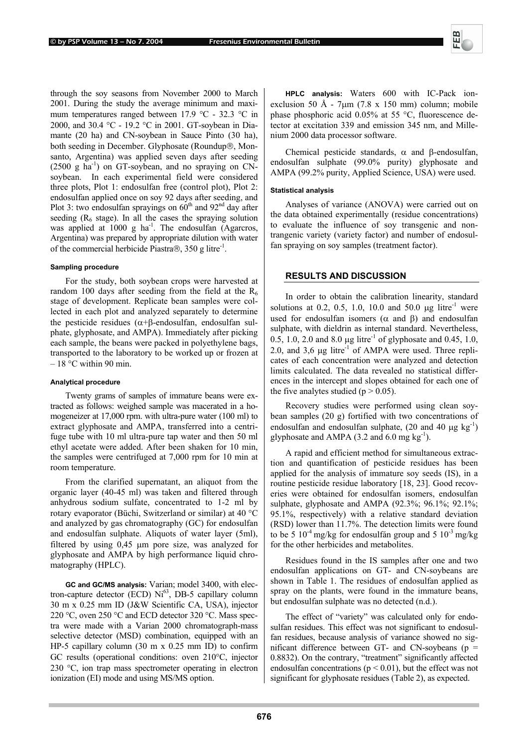through the soy seasons from November 2000 to March 2001. During the study the average minimum and maximum temperatures ranged between 17.9 °C - 32.3 °C in 2000, and 30.4 °C - 19.2 °C in 2001. GT-soybean in Diamante (20 ha) and CN-soybean in Sauce Pinto (30 ha), both seeding in December. Glyphosate (Roundup®, Monsanto, Argentina) was applied seven days after seeding (2500 g $ha^{-1}$) on GT-soybean, and no spraying on CN-soybean. In each experimental field were considered three plots, Plot 1: endosulfan free (control plot), Plot 2: endosulfan applied once on soy 92 days after seeding, and Plot 3: two endosulfan sprayings on $60^{th}$ and $92^{nd}$ day after seeding ($R_6$ stage). In all the cases the spraying solution was applied at 1000 g $ha^{-1}$. The endosulfan (Agarcros, Argentina) was prepared by appropriate dilution with water of the commercial herbicide Piastra®, 350 g $litre^{-1}$.

#### Sampling procedure

For the study, both soybean crops were harvested at random 100 days after seeding from the field at the $R_6$ stage of development. Replicate bean samples were collected in each plot and analyzed separately to determine the pesticide residues ($\alpha$+$\beta$-endosulfan, endosulfan sulphate, glyphosate, and AMPA). Immediately after picking each sample, the beans were packed in polyethylene bags, transported to the laboratory to be worked up or frozen at – 18 °C within 90 min.

#### Analytical procedure

Twenty grams of samples of immature beans were extracted as follows: weighed sample was macerated in a homogeneizer at 17,000 rpm. with ultra-pure water (100 ml) to extract glyphosate and AMPA, transferred into a centrifuge tube with 10 ml ultra-pure tap water and then 50 ml ethyl acetate were added. After been shaken for 10 min, the samples were centrifuged at 7,000 rpm for 10 min at room temperature.

From the clarified supernatant, an aliquot from the organic layer (40-45 ml) was taken and filtered through anhydrous sodium sulfate, concentrated to 1-2 ml by rotary evaporator (Büchi, Switzerland or similar) at 40 °C and analyzed by gas chromatography (GC) for endosulfan and endosulfan sulphate. Aliquots of water layer (5ml), filtered by using 0,45 µm pore size, was analyzed for glyphosate and AMPA by high performance liquid chromatography (HPLC).

**GC and GC/MS analysis:** Varian; model 3400, with electron-capture detector (ECD) $Ni^{63}$, DB-5 capillary column 30 m x 0.25 mm ID (J&W Scientific CA, USA), injector 220 °C, oven 250 °C and ECD detector 320 °C. Mass spectra were made with a Varian 2000 chromatograph-mass selective detector (MSD) combination, equipped with an HP-5 capillary column (30 m x 0.25 mm ID) to confirm GC results (operational conditions: oven 210°C, injector 230 °C, ion trap mass spectrometer operating in electron ionization (EI) mode and using MS/MS option.

**HPLC analysis:** Waters 600 with IC-Pack ion-exclusion 50 Å - 7µm (7.8 x 150 mm) column; mobile phase phosphoric acid 0.05% at 55 °C, fluorescence detector at excitation 339 and emission 345 nm, and Millenium 2000 data processor software.

Chemical pesticide standards, $\alpha$ and $\beta$-endosulfan, endosulfan sulphate (99.0% purity) glyphosate and AMPA (99.2% purity, Applied Science, USA) were used.

#### Statistical analysis

Analyses of variance (ANOVA) were carried out on the data obtained experimentally (residue concentrations) to evaluate the influence of soy transgenic and non-trangenic variety (variety factor) and number of endosulfan spraying on soy samples (treatment factor).

## RESULTS AND DISCUSSION

In order to obtain the calibration linearity, standard solutions at 0.2, 0.5, 1.0, 10.0 and 50.0 µg $litre^{-1}$ were used for endosulfan isomers ($\alpha$ and $\beta$) and endosulfan sulphate, with dieldrin as internal standard. Nevertheless, 0.5, 1.0, 2.0 and 8.0 µg $litre^{-1}$ of glyphosate and 0.45, 1.0, 2.0, and 3,6 µg $litre^{-1}$ of AMPA were used. Three replicates of each concentration were analyzed and detection limits calculated. The data revealed no statistical differences in the intercept and slopes obtained for each one of the five analytes studied ($p > 0.05$).

Recovery studies were performed using clean soybean samples (20 g) fortified with two concentrations of endosulfan and endosulfan sulphate, (20 and 40 µg $kg^{-1}$) glyphosate and AMPA (3.2 and 6.0 mg $kg^{-1}$).

A rapid and efficient method for simultaneous extraction and quantification of pesticide residues has been applied for the analysis of immature soy seeds (IS), in a routine pesticide residue laboratory [18, 23]. Good recoveries were obtained for endosulfan isomers, endosulfan sulphate, glyphosate and AMPA (92.3%; 96.1%; 92.1%; 95.1%, respectively) with a relative standard deviation (RSD) lower than 11.7%. The detection limits were found to be 5 $10^{-4}$ mg/kg for endosulfán group and 5 $10^{-3}$ mg/kg for the other herbicides and metabolites.

Residues found in the IS samples after one and two endosulfan applications on GT- and CN-soybeans are shown in Table 1. The residues of endosulfan applied as spray on the plants, were found in the immature beans, but endosulfan sulphate was no detected (n.d.).

The effect of "variety" was calculated only for endosulfan residues. This effect was not significant to endosulfan residues, because analysis of variance showed no significant difference between GT- and CN-soybeans ($p = 0.8832$). On the contrary, "treatment" significantly affected endosulfan concentrations ($p < 0.01$), but the effect was not significant for glyphosate residues (Table 2), as expected.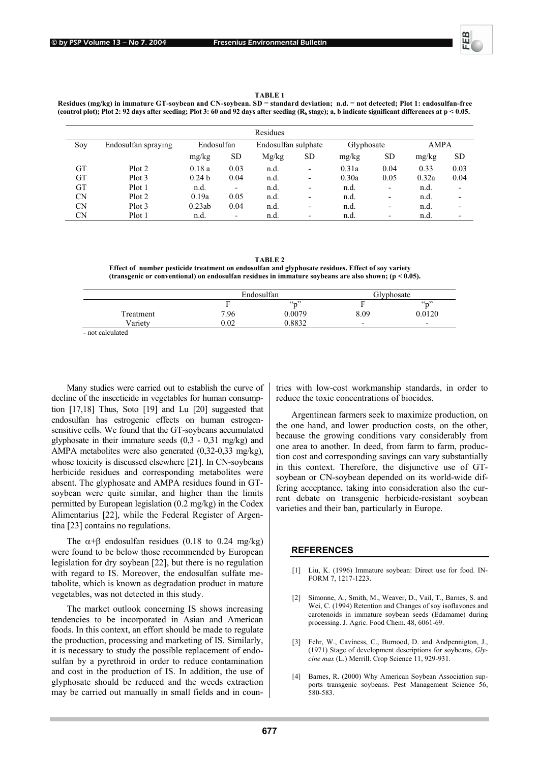**TABLE 1**
**Residues (mg/kg) in immature GT-soybean and CN-soybean. SD = standard deviation; n.d. = not detected; Plot 1: endosulfan-free (control plot); Plot 2: 92 days after seeding; Plot 3: 60 and 92 days after seeding ($R_6$ stage); a, b indicate significant differences at $p < 0.05$.**

| | | Residues | | | | | | | |
|---|---|---|---|---|---|---|---|---|---|
| Soy | Endosulfan spraying | Endosulfan | | Endosulfan sulphate | | Glyphosate | | AMPA | |
| | | mg/kg | SD | Mg/kg | SD | mg/kg | SD | mg/kg | SD |
| GT | Plot 2 | 0.18 a | 0.03 | n.d. | - | 0.31a | 0.04 | 0.33 | 0.03 |
| GT | Plot 3 | 0.24 b | 0.04 | n.d. | - | 0.30a | 0.05 | 0.32a | 0.04 |
| GT | Plot 1 | n.d. | - | n.d. | - | n.d. | - | n.d. | - |
| CN | Plot 2 | 0.19a | 0.05 | n.d. | - | n.d. | - | n.d. | - |
| CN | Plot 3 | 0.23ab | 0.04 | n.d. | - | n.d. | - | n.d. | - |
| CN | Plot 1 | n.d. | - | n.d. | - | n.d. | - | n.d. | - |

**TABLE 2**
**Effect of number pesticide treatment on endosulfan and glyphosate residues. Effect of soy variety (transgenic or conventional) on endosulfan residues in immature soybeans are also shown; ($p < 0.05$).**

| | Endosulfan | | Glyphosate | |
|---|---|---|---|---|
| | F | "p" | F | "p" |
| Treatment | 7.96 | 0.0079 | 8.09 | 0.0120 |
| Variety | 0.02 | 0.8832 | - | - |

- not calculated

Many studies were carried out to establish the curve of decline of the insecticide in vegetables for human consumption [17,18] Thus, Soto [19] and Lu [20] suggested that endosulfan has estrogenic effects on human estrogen-sensitive cells. We found that the GT-soybeans accumulated glyphosate in their immature seeds (0,3 - 0,31 mg/kg) and AMPA metabolites were also generated (0,32-0,33 mg/kg), whose toxicity is discussed elsewhere [21]. In CN-soybeans herbicide residues and corresponding metabolites were absent. The glyphosate and AMPA residues found in GT-soybean were quite similar, and higher than the limits permitted by European legislation (0.2 mg/kg) in the Codex Alimentarius [22], while the Federal Register of Argentina [23] contains no regulations.

The $\alpha+\beta$ endosulfan residues (0.18 to 0.24 mg/kg) were found to be below those recommended by European legislation for dry soybean [22], but there is no regulation with regard to IS. Moreover, the endosulfan sulfate metabolite, which is known as degradation product in mature vegetables, was not detected in this study.

The market outlook concerning IS shows increasing tendencies to be incorporated in Asian and American foods. In this context, an effort should be made to regulate the production, processing and marketing of IS. Similarly, it is necessary to study the possible replacement of endosulfan by a pyrethroid in order to reduce contamination and cost in the production of IS. In addition, the use of glyphosate should be reduced and the weeds extraction may be carried out manually in small fields and in countries with low-cost workmanship standards, in order to reduce the toxic concentrations of biocides.

Argentinean farmers seek to maximize production, on the one hand, and lower production costs, on the other, because the growing conditions vary considerably from one area to another. In deed, from farm to farm, production cost and corresponding savings can vary substantially in this context. Therefore, the disjunctive use of GT-soybean or CN-soybean depended on its world-wide differing acceptance, taking into consideration also the current debate on transgenic herbicide-resistant soybean varieties and their ban, particularly in Europe.

## REFERENCES

[1] Liu, K. (1996) Immature soybean: Direct use for food. INFORM 7, 1217-1223.

[2] Simonne, A., Smith, M., Weaver, D., Vail, T., Barnes, S. and Wei, C. (1994) Retention and Changes of soy isoflavones and carotenoids in immature soybean seeds (Edamame) during processing. J. Agric. Food Chem. 48, 6061-69.

[3] Fehr, W., Caviness, C., Burnood, D. and Andpennigton, J., (1971) Stage of development descriptions for soybeans, *Glycine max* (L.) Merrill. Crop Science 11, 929-931.

[4] Barnes, R. (2000) Why American Soybean Association supports transgenic soybeans. Pest Management Science 56, 580-583.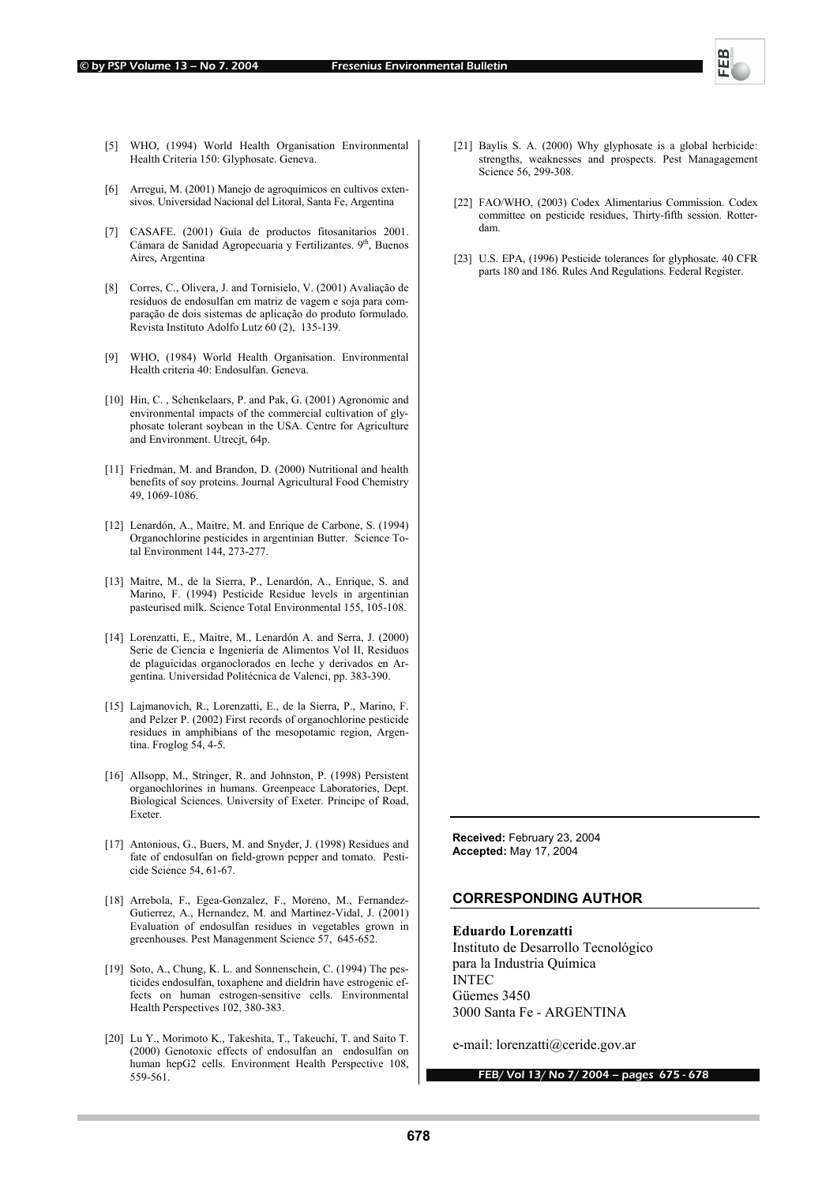[5] WHO, (1994) World Health Organisation Environmental Health Criteria 150: Glyphosate. Geneva.

[6] Arregui, M. (2001) Manejo de agroquímicos en cultivos extensivos. Universidad Nacional del Litoral, Santa Fe, Argentina

[7] CASAFE. (2001) Guía de productos fitosanitarios 2001. Cámara de Sanidad Agropecuaria y Fertilizantes. 9th, Buenos Aires, Argentina

[8] Corres, C., Olivera, J. and Tornisielo, V. (2001) Avaliação de resíduos de endosulfan em matriz de vagem e soja para comparação de dois sistemas de aplicação do produto formulado. Revista Instituto Adolfo Lutz 60 (2), 135-139.

[9] WHO, (1984) World Health Organisation. Environmental Health criteria 40: Endosulfan. Geneva.

[10] Hin, C. , Schenkelaars, P. and Pak, G. (2001) Agronomic and environmental impacts of the commercial cultivation of glyphosate tolerant soybean in the USA. Centre for Agriculture and Environment. Utrecjt, 64p.

[11] Friedman, M. and Brandon, D. (2000) Nutritional and health benefits of soy proteins. Journal Agricultural Food Chemistry 49, 1069-1086.

[12] Lenardón, A., Maitre, M. and Enrique de Carbone, S. (1994) Organochlorine pesticides in argentinian Butter. Science Total Environment 144, 273-277.

[13] Maitre, M., de la Sierra, P., Lenardón, A., Enrique, S. and Marino, F. (1994) Pesticide Residue levels in argentinian pasteurised milk. Science Total Environmental 155, 105-108.

[14] Lorenzatti, E., Maitre, M., Lenardón A. and Serra, J. (2000) Serie de Ciencia e Ingeniería de Alimentos Vol II, Residuos de plaguicidas organoclorados en leche y derivados en Argentina. Universidad Politécnica de Valenci, pp. 383-390.

[15] Lajmanovich, R., Lorenzatti, E., de la Sierra, P., Marino, F. and Pelzer P. (2002) First records of organochlorine pesticide residues in amphibians of the mesopotamic region, Argentina. Froglog 54, 4-5.

[16] Allsopp, M., Stringer, R. and Johnston, P. (1998) Persistent organochlorines in humans. Greenpeace Laboratories, Dept. Biological Sciences. University of Exeter. Principe of Road, Exeter.

[17] Antonious, G., Buers, M. and Snyder, J. (1998) Residues and fate of endosulfan on field-grown pepper and tomato. Pesticide Science 54, 61-67.

[18] Arrebola, F., Egea-Gonzalez, F., Moreno, M., Fernandez-Gutierrez, A., Hernandez, M. and Martinez-Vidal, J. (2001) Evaluation of endosulfan residues in vegetables grown in greenhouses. Pest Managenment Science 57, 645-652.

[19] Soto, A., Chung, K. L. and Sonnenschein, C. (1994) The pesticides endosulfan, toxaphene and dieldrin have estrogenic effects on human estrogen-sensitive cells. Environmental Health Perspectives 102, 380-383.

[20] Lu Y., Morimoto K., Takeshita, T., Takeuchi, T. and Saito T. (2000) Genotoxic effects of endosulfan an endosulfan on human hepG2 cells. Environment Health Perspective 108, 559-561.

[21] Baylis S. A. (2000) Why glyphosate is a global herbicide: strengths, weaknesses and prospects. Pest Managagement Science 56, 299-308.

[22] FAO/WHO, (2003) Codex Alimentarius Commission. Codex committee on pesticide residues, Thirty-fifth session. Rotterdam.

[23] U.S. EPA, (1996) Pesticide tolerances for glyphosate. 40 CFR parts 180 and 186. Rules And Regulations. Federal Register.

**Received:** February 23, 2004
**Accepted:** May 17, 2004

## CORRESPONDING AUTHOR

**Eduardo Lorenzatti**
Instituto de Desarrollo Tecnológico
para la Industria Química
INTEC
Güemes 3450
3000 Santa Fe - ARGENTINA

e-mail: lorenzatti@ceride.gov.ar